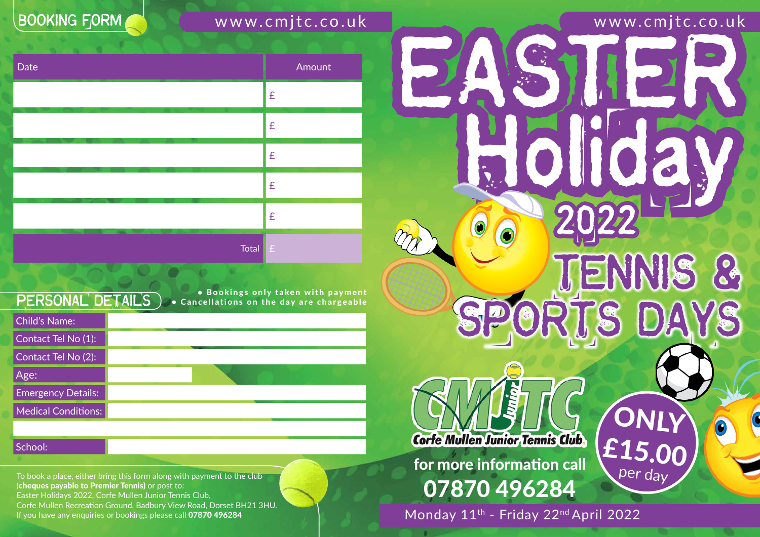## BOOKING FORM

www.cmjtc.co.uk

| Date | Amount |
|---|---|
| | £ |
| | £ |
| | £ |
| | £ |
| | £ |
| Total | £ |

## PERSONAL DETAILS

- Bookings only taken with payment
- Cancellations on the day are chargeable

| | |
|---|---|
| Child's Name: | |
| Contact Tel No (1): | |
| Contact Tel No (2): | |
| Age: | |
| Emergency Details: | |
| Medical Conditions: | |
| | |
| School: | |

To book a place, either bring this form along with payment to the club (**cheques payable to Premier Tennis)** or post to:
Easter Holidays 2022, Corfe Mullen Junior Tennis Club,
Corfe Mullen Recreation Ground, Badbury View Road, Dorset BH21 3HU.
If you have any enquiries or bookings please call **07870 496284**

www.cmjtc.co.uk

# EASTER Holiday 2022

# TENNIS & SPORTS DAYS

CMJTC Junior

Corfe Mullen Junior Tennis Club

**for more information call**

**07870 496284**

**ONLY £15.00 per day**

Monday 11th - Friday 22nd April 2022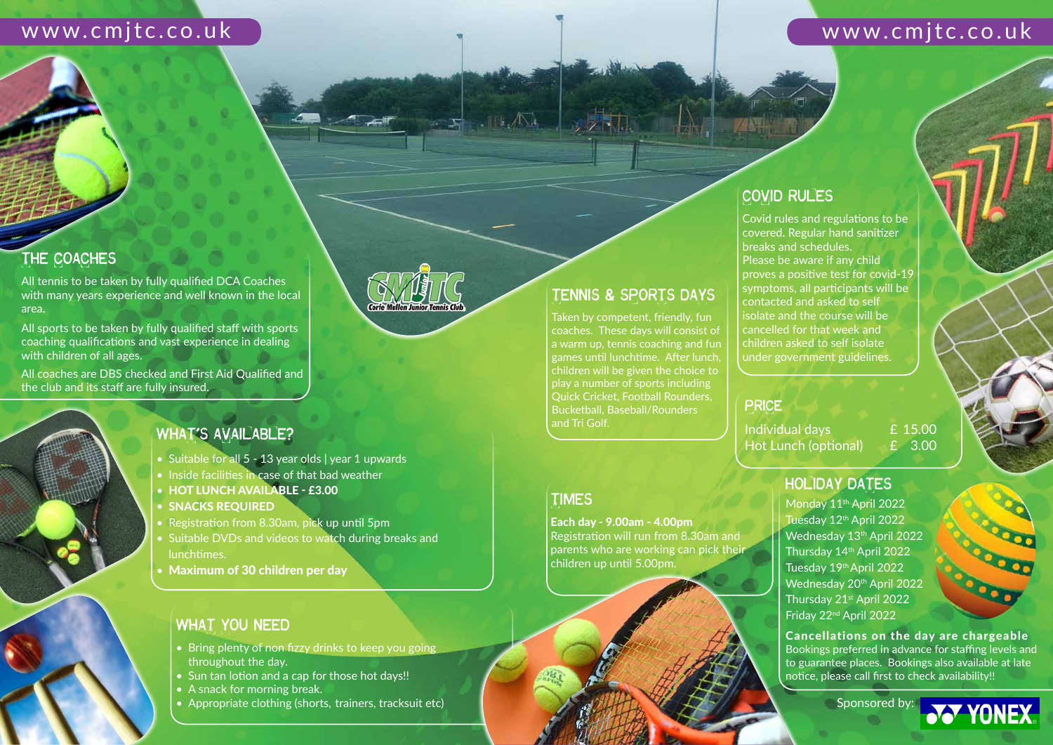www.cmjtc.co.uk

## THE COACHES

All tennis to be taken by fully qualified DCA Coaches with many years experience and well known in the local area.

All sports to be taken by fully qualified staff with sports coaching qualifications and vast experience in dealing with children of all ages.

All coaches are DBS checked and First Aid Qualified and the club and its staff are fully insured.

CMJTC
Corfe Mullen Junior Tennis Club

## WHAT'S AVAILABLE?

- Suitable for all 5 - 13 year olds | year 1 upwards
- Inside facilities in case of that bad weather
- **HOT LUNCH AVAILABLE - £3.00**
- **SNACKS REQUIRED**
- Registration from 8.30am, pick up until 5pm
- Suitable DVDs and videos to watch during breaks and lunchtimes.
- **Maximum of 30 children per day**

## WHAT YOU NEED

- Bring plenty of non fizzy drinks to keep you going throughout the day.
- Sun tan lotion and a cap for those hot days!!
- A snack for morning break.
- Appropriate clothing (shorts, trainers, tracksuit etc)

## TENNIS & SPORTS DAYS

Taken by competent, friendly, fun coaches. These days will consist of a warm up, tennis coaching and fun games until lunchtime. After lunch, children will be given the choice to play a number of sports including Quick Cricket, Football Rounders, Bucketball, Baseball/Rounders and Tri Golf.

## TIMES

**Each day - 9.00am - 4.00pm**
Registration will run from 8.30am and parents who are working can pick their children up until 5.00pm.

www.cmjtc.co.uk

## COVID RULES

Covid rules and regulations to be covered. Regular hand sanitizer breaks and schedules.
Please be aware if any child proves a positive test for covid-19 symptoms, all participants will be contacted and asked to self isolate and the course will be cancelled for that week and children asked to self isolate under government guidelines.

## PRICE

| | |
|---|---|
| Individual days | £ 15.00 |
| Hot Lunch (optional) | £ 3.00 |

## HOLIDAY DATES

Monday 11th April 2022
Tuesday 12th April 2022
Wednesday 13th April 2022
Thursday 14th April 2022
Tuesday 19th April 2022
Wednesday 20th April 2022
Thursday 21st April 2022
Friday 22nd April 2022

**Cancellations on the day are chargeable**
Bookings preferred in advance for staffing levels and to guarantee places. Bookings also available at late notice, please call first to check availability!!

Sponsored by: YONEX